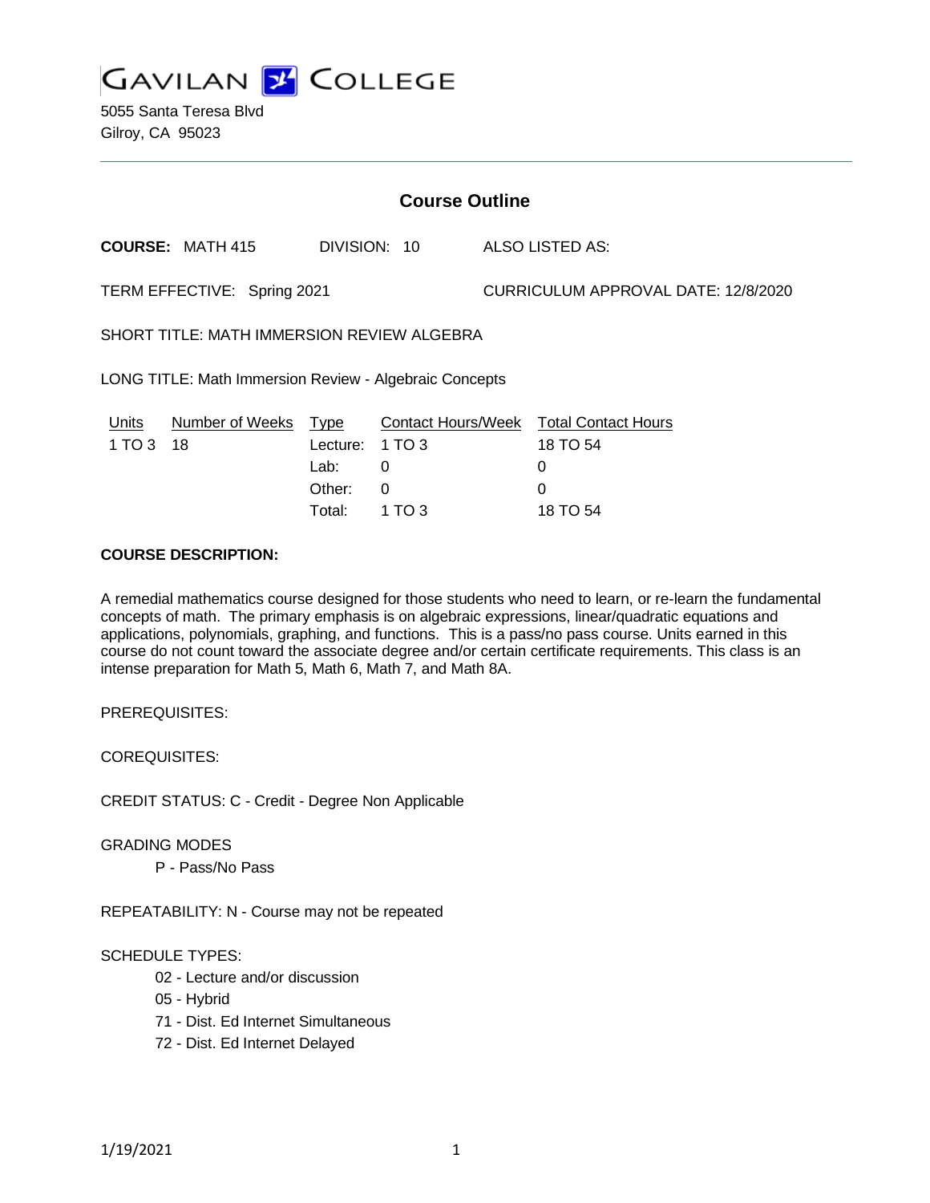# GAVILAN COLLEGE

5055 Santa Teresa Blvd
Gilroy, CA 95023

## Course Outline

**COURSE:** MATH 415 DIVISION: 10 ALSO LISTED AS:

TERM EFFECTIVE: Spring 2021 CURRICULUM APPROVAL DATE: 12/8/2020

SHORT TITLE: MATH IMMERSION REVIEW ALGEBRA

LONG TITLE: Math Immersion Review - Algebraic Concepts

| Units | Number of Weeks | Type | Contact Hours/Week | Total Contact Hours |
|---|---|---|---|---|
| 1 TO 3 | 18 | Lecture: | 1 TO 3 | 18 TO 54 |
| | | Lab: | 0 | 0 |
| | | Other: | 0 | 0 |
| | | Total: | 1 TO 3 | 18 TO 54 |

**COURSE DESCRIPTION:**

A remedial mathematics course designed for those students who need to learn, or re-learn the fundamental concepts of math. The primary emphasis is on algebraic expressions, linear/quadratic equations and applications, polynomials, graphing, and functions. This is a pass/no pass course. Units earned in this course do not count toward the associate degree and/or certain certificate requirements. This class is an intense preparation for Math 5, Math 6, Math 7, and Math 8A.

PREREQUISITES:

COREQUISITES:

CREDIT STATUS: C - Credit - Degree Non Applicable

GRADING MODES

- P - Pass/No Pass

REPEATABILITY: N - Course may not be repeated

SCHEDULE TYPES:

- 02 - Lecture and/or discussion
- 05 - Hybrid
- 71 - Dist. Ed Internet Simultaneous
- 72 - Dist. Ed Internet Delayed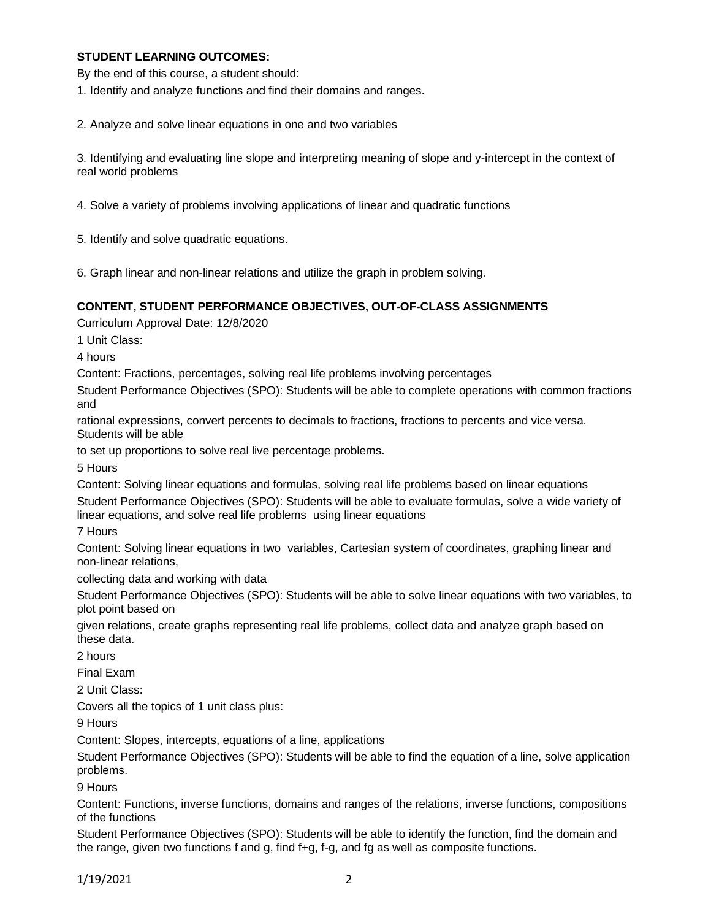**STUDENT LEARNING OUTCOMES:**

By the end of this course, a student should:

1. Identify and analyze functions and find their domains and ranges.

2. Analyze and solve linear equations in one and two variables

3. Identifying and evaluating line slope and interpreting meaning of slope and y-intercept in the context of real world problems

4. Solve a variety of problems involving applications of linear and quadratic functions

5. Identify and solve quadratic equations.

6. Graph linear and non-linear relations and utilize the graph in problem solving.

**CONTENT, STUDENT PERFORMANCE OBJECTIVES, OUT-OF-CLASS ASSIGNMENTS**

Curriculum Approval Date: 12/8/2020

1 Unit Class:

4 hours

Content: Fractions, percentages, solving real life problems involving percentages

Student Performance Objectives (SPO): Students will be able to complete operations with common fractions and
rational expressions, convert percents to decimals to fractions, fractions to percents and vice versa. Students will be able
to set up proportions to solve real live percentage problems.

5 Hours

Content: Solving linear equations and formulas, solving real life problems based on linear equations

Student Performance Objectives (SPO): Students will be able to evaluate formulas, solve a wide variety of linear equations, and solve real life problems using linear equations

7 Hours

Content: Solving linear equations in two variables, Cartesian system of coordinates, graphing linear and non-linear relations,
collecting data and working with data

Student Performance Objectives (SPO): Students will be able to solve linear equations with two variables, to plot point based on
given relations, create graphs representing real life problems, collect data and analyze graph based on these data.

2 hours

Final Exam

2 Unit Class:

Covers all the topics of 1 unit class plus:

9 Hours

Content: Slopes, intercepts, equations of a line, applications

Student Performance Objectives (SPO): Students will be able to find the equation of a line, solve application problems.

9 Hours

Content: Functions, inverse functions, domains and ranges of the relations, inverse functions, compositions of the functions

Student Performance Objectives (SPO): Students will be able to identify the function, find the domain and the range, given two functions f and g, find f+g, f-g, and fg as well as composite functions.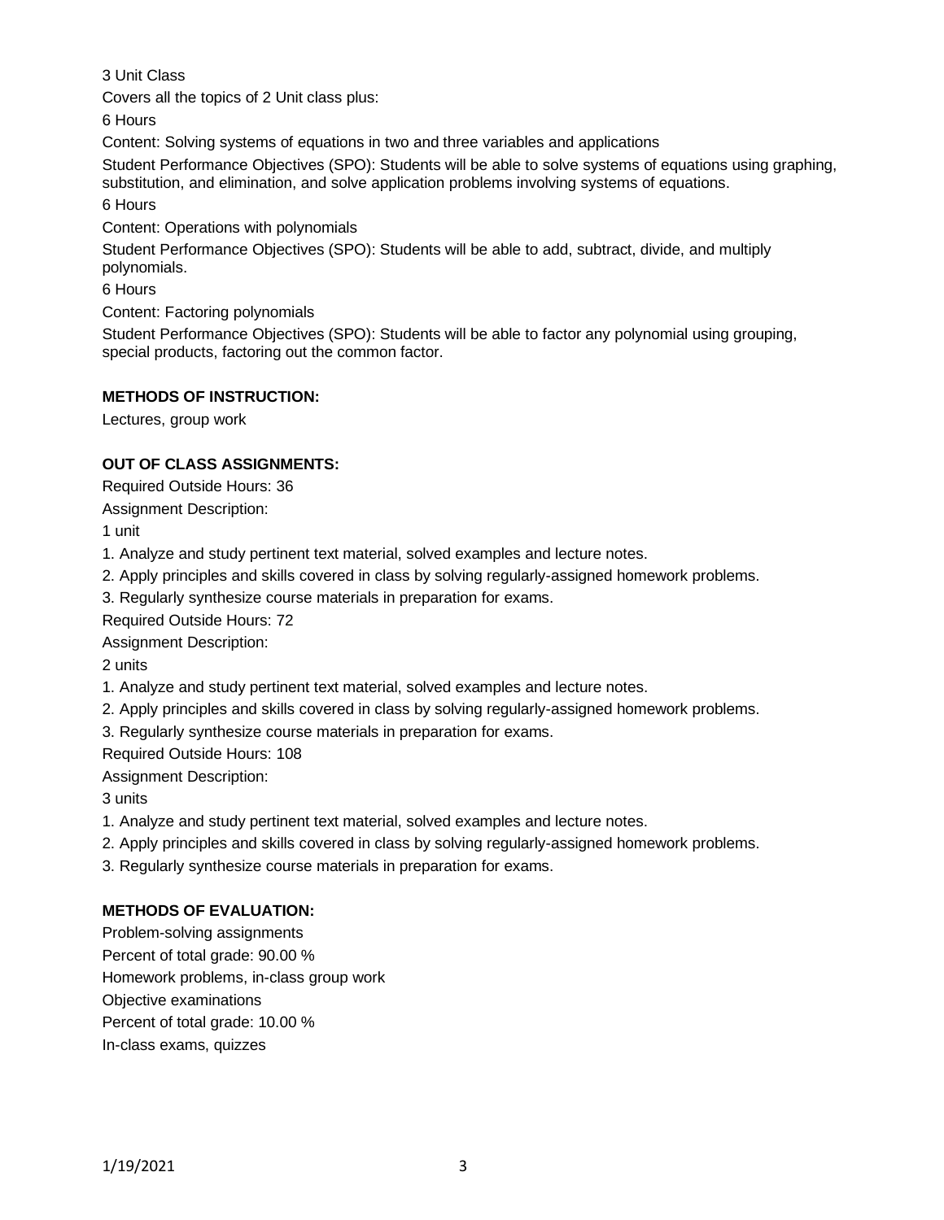3 Unit Class

Covers all the topics of 2 Unit class plus:

6 Hours

Content: Solving systems of equations in two and three variables and applications

Student Performance Objectives (SPO): Students will be able to solve systems of equations using graphing, substitution, and elimination, and solve application problems involving systems of equations.

6 Hours

Content: Operations with polynomials

Student Performance Objectives (SPO): Students will be able to add, subtract, divide, and multiply polynomials.

6 Hours

Content: Factoring polynomials

Student Performance Objectives (SPO): Students will be able to factor any polynomial using grouping, special products, factoring out the common factor.

**METHODS OF INSTRUCTION:**

Lectures, group work

**OUT OF CLASS ASSIGNMENTS:**

Required Outside Hours: 36

Assignment Description:

1 unit

1. Analyze and study pertinent text material, solved examples and lecture notes.
2. Apply principles and skills covered in class by solving regularly-assigned homework problems.
3. Regularly synthesize course materials in preparation for exams.

Required Outside Hours: 72

Assignment Description:

2 units

1. Analyze and study pertinent text material, solved examples and lecture notes.
2. Apply principles and skills covered in class by solving regularly-assigned homework problems.
3. Regularly synthesize course materials in preparation for exams.

Required Outside Hours: 108

Assignment Description:

3 units

1. Analyze and study pertinent text material, solved examples and lecture notes.
2. Apply principles and skills covered in class by solving regularly-assigned homework problems.
3. Regularly synthesize course materials in preparation for exams.

**METHODS OF EVALUATION:**

Problem-solving assignments

Percent of total grade: 90.00 %

Homework problems, in-class group work

Objective examinations

Percent of total grade: 10.00 %

In-class exams, quizzes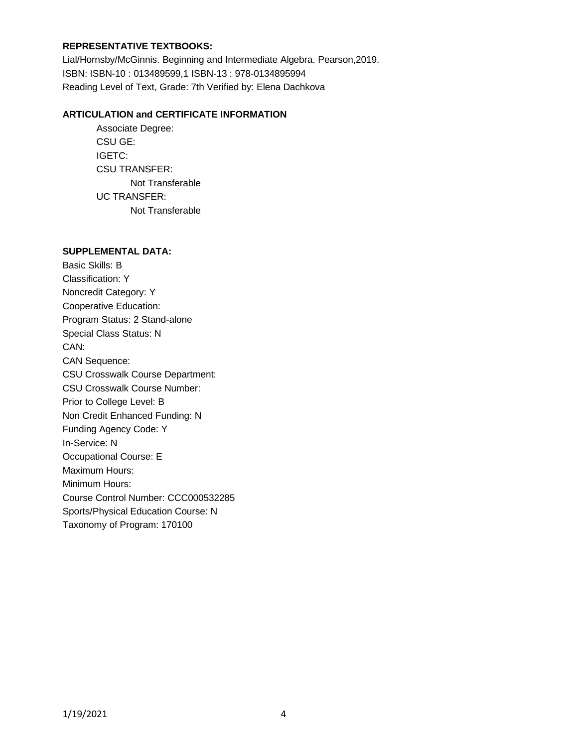**REPRESENTATIVE TEXTBOOKS:**

Lial/Hornsby/McGinnis. Beginning and Intermediate Algebra. Pearson,2019.
ISBN: ISBN-10 : 013489599,1 ISBN-13 : 978-0134895994
Reading Level of Text, Grade: 7th Verified by: Elena Dachkova

**ARTICULATION and CERTIFICATE INFORMATION**

Associate Degree:
CSU GE:
IGETC:
CSU TRANSFER:
Not Transferable
UC TRANSFER:
Not Transferable

**SUPPLEMENTAL DATA:**

Basic Skills: B
Classification: Y
Noncredit Category: Y
Cooperative Education:
Program Status: 2 Stand-alone
Special Class Status: N
CAN:
CAN Sequence:
CSU Crosswalk Course Department:
CSU Crosswalk Course Number:
Prior to College Level: B
Non Credit Enhanced Funding: N
Funding Agency Code: Y
In-Service: N
Occupational Course: E
Maximum Hours:
Minimum Hours:
Course Control Number: CCC000532285
Sports/Physical Education Course: N
Taxonomy of Program: 170100